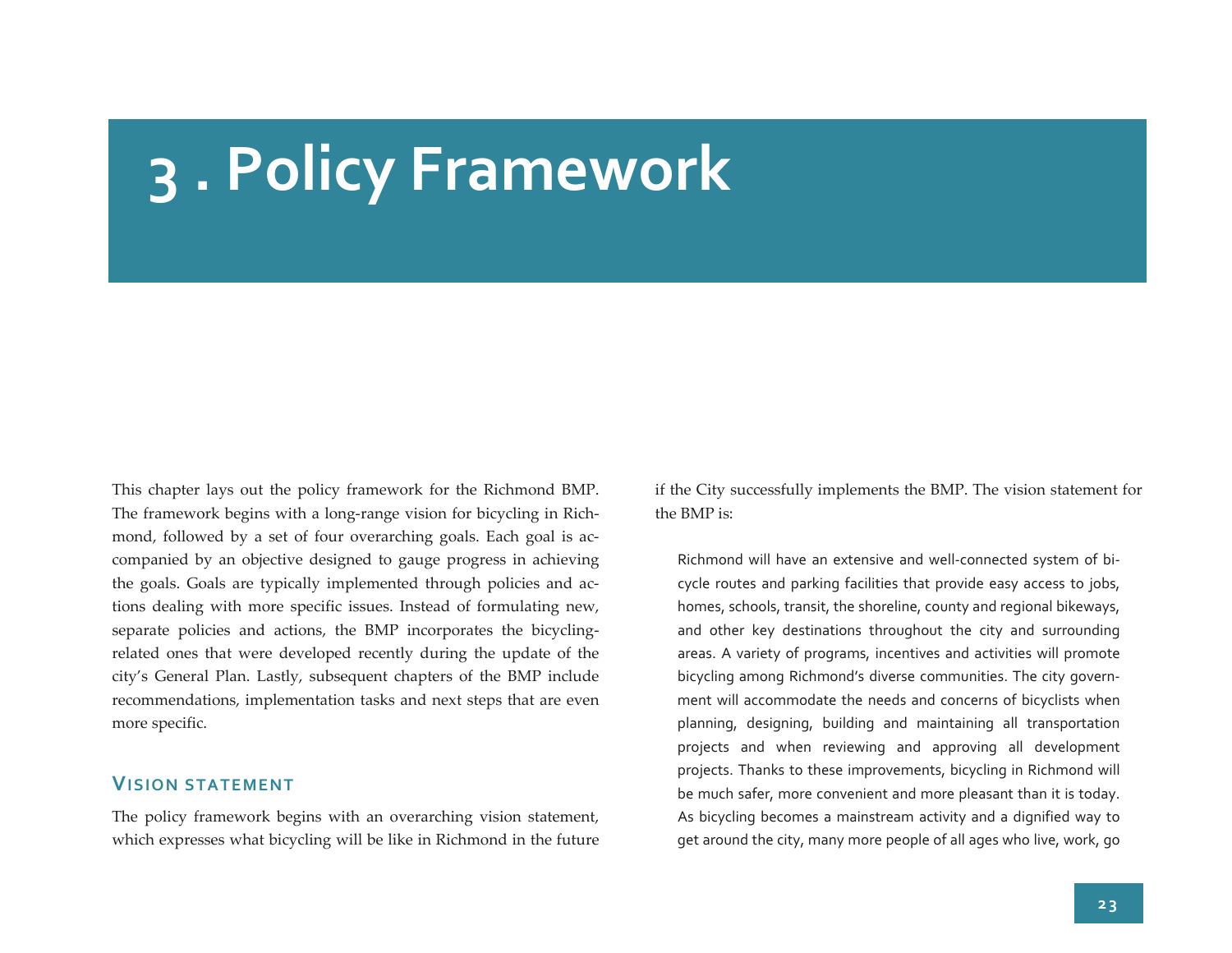# 3 . Policy Framework

This chapter lays out the policy framework for the Richmond BMP. The framework begins with a long-range vision for bicycling in Richmond, followed by a set of four overarching goals. Each goal is accompanied by an objective designed to gauge progress in achieving the goals. Goals are typically implemented through policies and actions dealing with more specific issues. Instead of formulating new, separate policies and actions, the BMP incorporates the bicycling-related ones that were developed recently during the update of the city's General Plan. Lastly, subsequent chapters of the BMP include recommendations, implementation tasks and next steps that are even more specific.

## Vision statement

The policy framework begins with an overarching vision statement, which expresses what bicycling will be like in Richmond in the future if the City successfully implements the BMP. The vision statement for the BMP is:

> Richmond will have an extensive and well-connected system of bicycle routes and parking facilities that provide easy access to jobs, homes, schools, transit, the shoreline, county and regional bikeways, and other key destinations throughout the city and surrounding areas. A variety of programs, incentives and activities will promote bicycling among Richmond's diverse communities. The city government will accommodate the needs and concerns of bicyclists when planning, designing, building and maintaining all transportation projects and when reviewing and approving all development projects. Thanks to these improvements, bicycling in Richmond will be much safer, more convenient and more pleasant than it is today. As bicycling becomes a mainstream activity and a dignified way to get around the city, many more people of all ages who live, work, go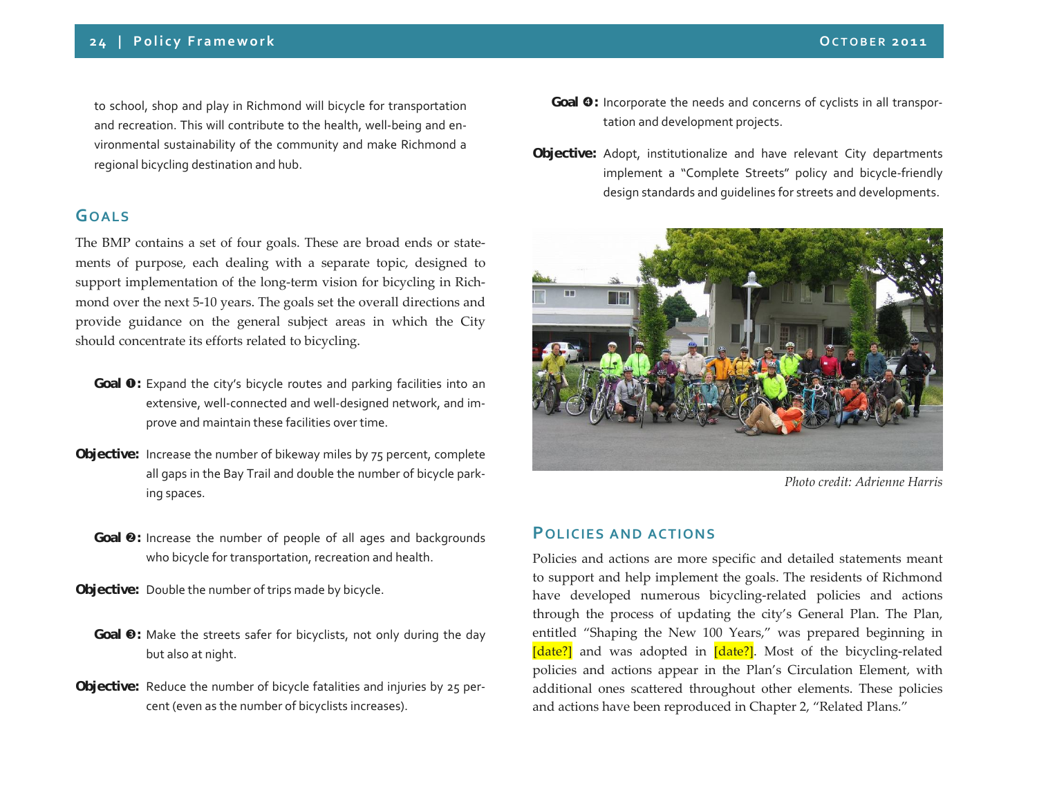to school, shop and play in Richmond will bicycle for transportation and recreation. This will contribute to the health, well-being and environmental sustainability of the community and make Richmond a regional bicycling destination and hub.

## Goals

The BMP contains a set of four goals. These are broad ends or statements of purpose, each dealing with a separate topic, designed to support implementation of the long-term vision for bicycling in Richmond over the next 5-10 years. The goals set the overall directions and provide guidance on the general subject areas in which the City should concentrate its efforts related to bicycling.

**Goal ❶:** Expand the city's bicycle routes and parking facilities into an extensive, well-connected and well-designed network, and improve and maintain these facilities over time.

**Objective:** Increase the number of bikeway miles by 75 percent, complete all gaps in the Bay Trail and double the number of bicycle parking spaces.

**Goal ❷:** Increase the number of people of all ages and backgrounds who bicycle for transportation, recreation and health.

**Objective:** Double the number of trips made by bicycle.

**Goal ❸:** Make the streets safer for bicyclists, not only during the day but also at night.

**Objective:** Reduce the number of bicycle fatalities and injuries by 25 percent (even as the number of bicyclists increases).

**Goal ❹:** Incorporate the needs and concerns of cyclists in all transportation and development projects.

**Objective:** Adopt, institutionalize and have relevant City departments implement a "Complete Streets" policy and bicycle-friendly design standards and guidelines for streets and developments.

*Photo credit: Adrienne Harris*

## Policies and Actions

Policies and actions are more specific and detailed statements meant to support and help implement the goals. The residents of Richmond have developed numerous bicycling-related policies and actions through the process of updating the city's General Plan. The Plan, entitled "Shaping the New 100 Years," was prepared beginning in [date?] and was adopted in [date?]. Most of the bicycling-related policies and actions appear in the Plan's Circulation Element, with additional ones scattered throughout other elements. These policies and actions have been reproduced in Chapter 2, "Related Plans."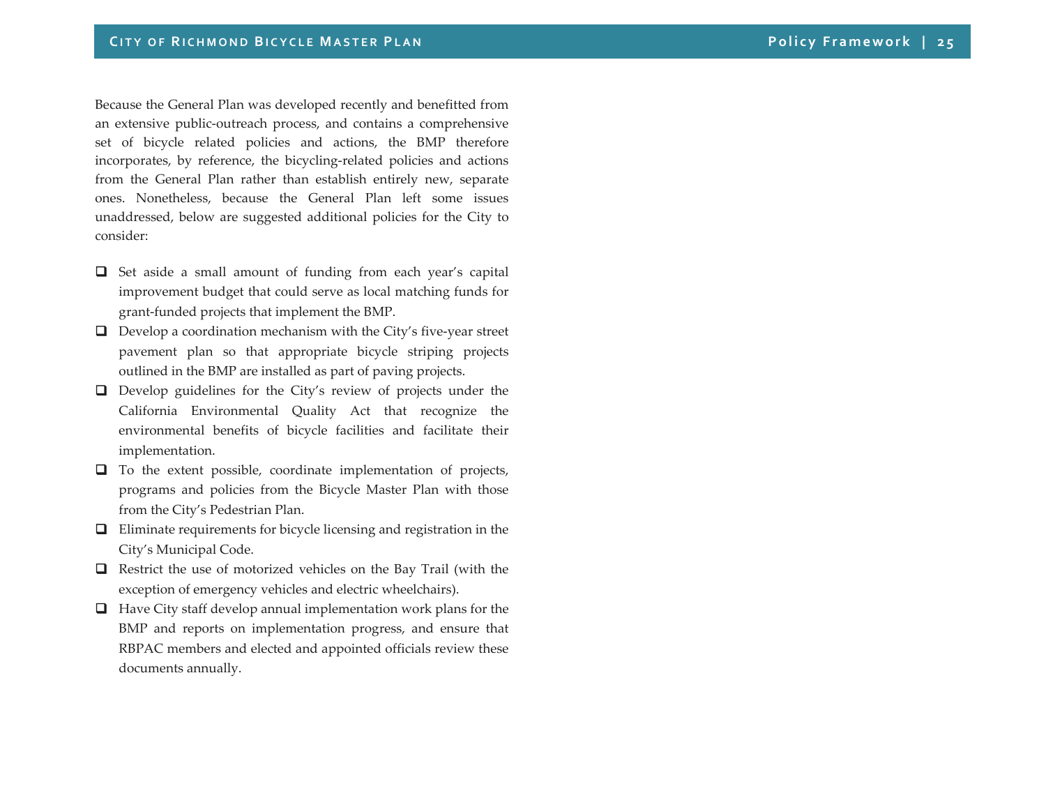Because the General Plan was developed recently and benefitted from an extensive public-outreach process, and contains a comprehensive set of bicycle related policies and actions, the BMP therefore incorporates, by reference, the bicycling-related policies and actions from the General Plan rather than establish entirely new, separate ones. Nonetheless, because the General Plan left some issues unaddressed, below are suggested additional policies for the City to consider:

- Set aside a small amount of funding from each year's capital improvement budget that could serve as local matching funds for grant-funded projects that implement the BMP.
- Develop a coordination mechanism with the City's five-year street pavement plan so that appropriate bicycle striping projects outlined in the BMP are installed as part of paving projects.
- Develop guidelines for the City's review of projects under the California Environmental Quality Act that recognize the environmental benefits of bicycle facilities and facilitate their implementation.
- To the extent possible, coordinate implementation of projects, programs and policies from the Bicycle Master Plan with those from the City's Pedestrian Plan.
- Eliminate requirements for bicycle licensing and registration in the City's Municipal Code.
- Restrict the use of motorized vehicles on the Bay Trail (with the exception of emergency vehicles and electric wheelchairs).
- Have City staff develop annual implementation work plans for the BMP and reports on implementation progress, and ensure that RBPAC members and elected and appointed officials review these documents annually.